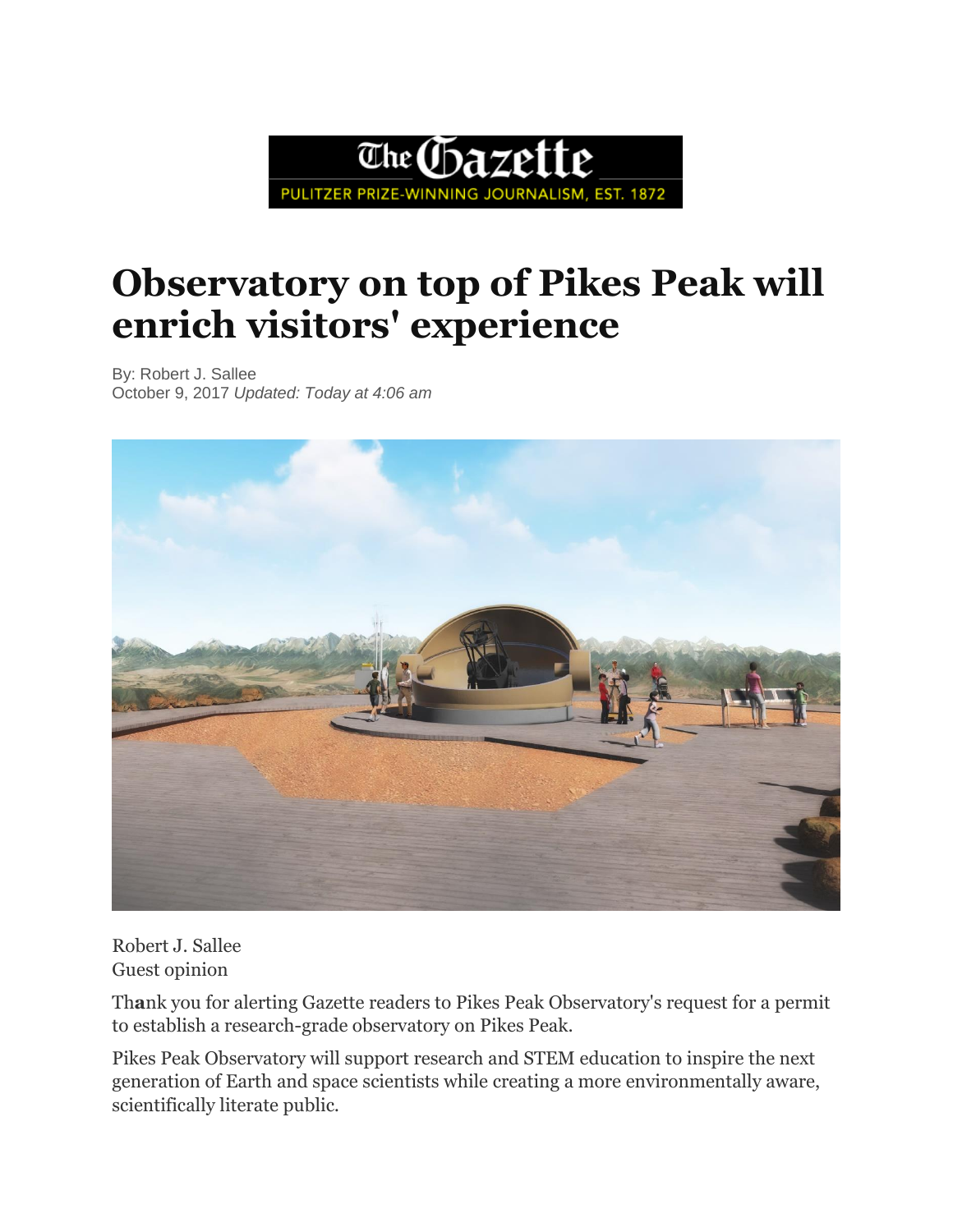# Observatory on top of Pikes Peak will enrich visitors' experience

By: Robert J. Sallee
October 9, 2017 *Updated: Today at 4:06 am*

Robert J. Sallee
Guest opinion

Thank you for alerting Gazette readers to Pikes Peak Observatory's request for a permit to establish a research-grade observatory on Pikes Peak.

Pikes Peak Observatory will support research and STEM education to inspire the next generation of Earth and space scientists while creating a more environmentally aware, scientifically literate public.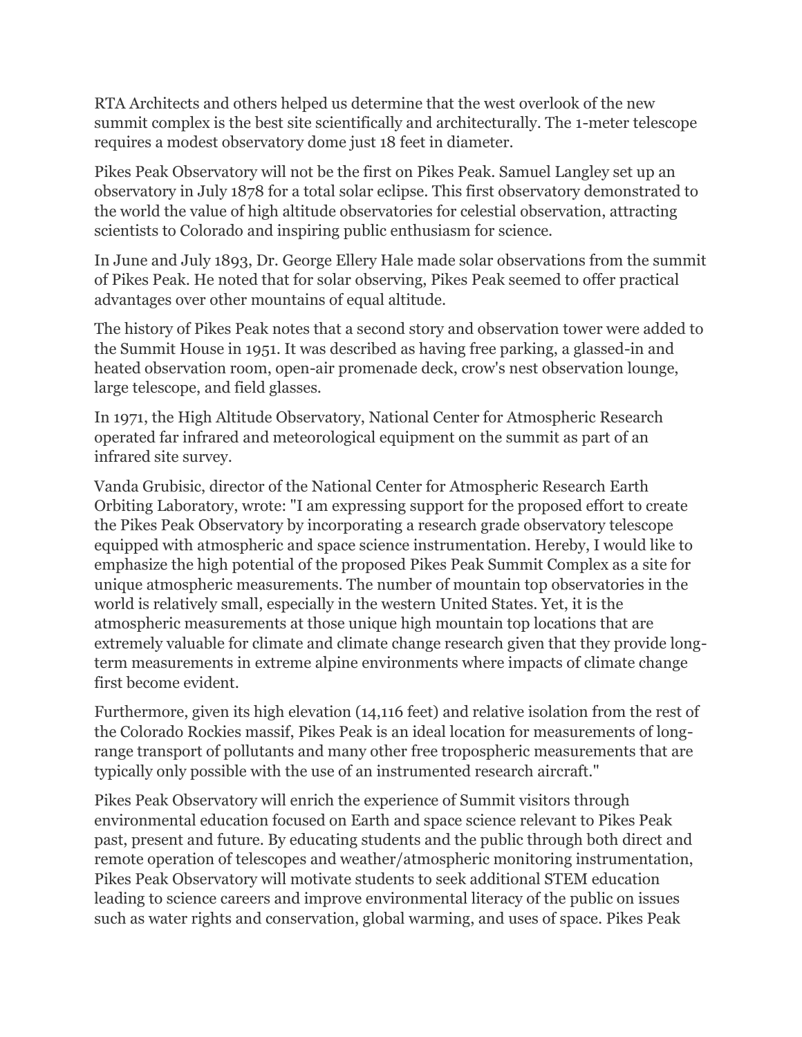RTA Architects and others helped us determine that the west overlook of the new summit complex is the best site scientifically and architecturally. The 1-meter telescope requires a modest observatory dome just 18 feet in diameter.

Pikes Peak Observatory will not be the first on Pikes Peak. Samuel Langley set up an observatory in July 1878 for a total solar eclipse. This first observatory demonstrated to the world the value of high altitude observatories for celestial observation, attracting scientists to Colorado and inspiring public enthusiasm for science.

In June and July 1893, Dr. George Ellery Hale made solar observations from the summit of Pikes Peak. He noted that for solar observing, Pikes Peak seemed to offer practical advantages over other mountains of equal altitude.

The history of Pikes Peak notes that a second story and observation tower were added to the Summit House in 1951. It was described as having free parking, a glassed-in and heated observation room, open-air promenade deck, crow's nest observation lounge, large telescope, and field glasses.

In 1971, the High Altitude Observatory, National Center for Atmospheric Research operated far infrared and meteorological equipment on the summit as part of an infrared site survey.

Vanda Grubisic, director of the National Center for Atmospheric Research Earth Orbiting Laboratory, wrote: "I am expressing support for the proposed effort to create the Pikes Peak Observatory by incorporating a research grade observatory telescope equipped with atmospheric and space science instrumentation. Hereby, I would like to emphasize the high potential of the proposed Pikes Peak Summit Complex as a site for unique atmospheric measurements. The number of mountain top observatories in the world is relatively small, especially in the western United States. Yet, it is the atmospheric measurements at those unique high mountain top locations that are extremely valuable for climate and climate change research given that they provide long-term measurements in extreme alpine environments where impacts of climate change first become evident.

Furthermore, given its high elevation (14,116 feet) and relative isolation from the rest of the Colorado Rockies massif, Pikes Peak is an ideal location for measurements of long-range transport of pollutants and many other free tropospheric measurements that are typically only possible with the use of an instrumented research aircraft."

Pikes Peak Observatory will enrich the experience of Summit visitors through environmental education focused on Earth and space science relevant to Pikes Peak past, present and future. By educating students and the public through both direct and remote operation of telescopes and weather/atmospheric monitoring instrumentation, Pikes Peak Observatory will motivate students to seek additional STEM education leading to science careers and improve environmental literacy of the public on issues such as water rights and conservation, global warming, and uses of space. Pikes Peak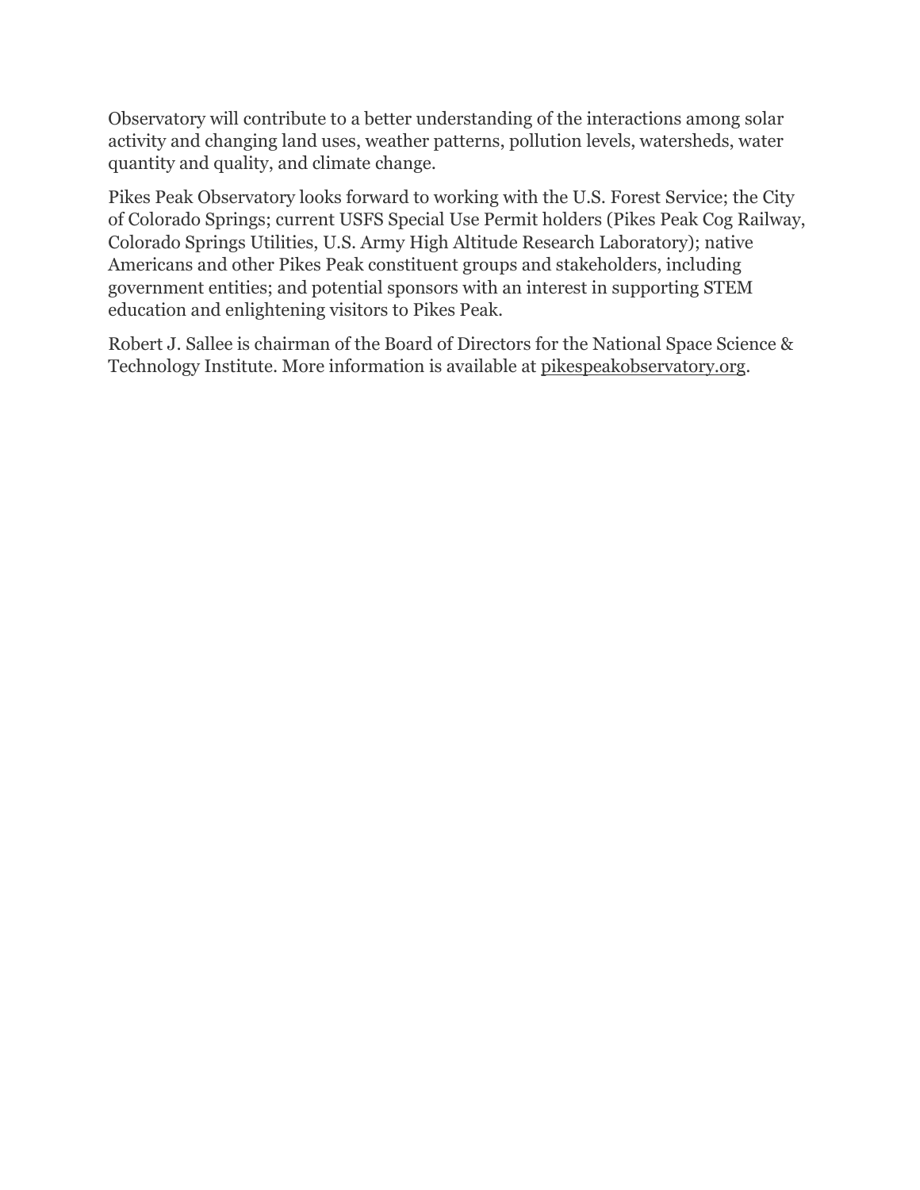Observatory will contribute to a better understanding of the interactions among solar activity and changing land uses, weather patterns, pollution levels, watersheds, water quantity and quality, and climate change.

Pikes Peak Observatory looks forward to working with the U.S. Forest Service; the City of Colorado Springs; current USFS Special Use Permit holders (Pikes Peak Cog Railway, Colorado Springs Utilities, U.S. Army High Altitude Research Laboratory); native Americans and other Pikes Peak constituent groups and stakeholders, including government entities; and potential sponsors with an interest in supporting STEM education and enlightening visitors to Pikes Peak.

Robert J. Sallee is chairman of the Board of Directors for the National Space Science & Technology Institute. More information is available at pikespeakobservatory.org.